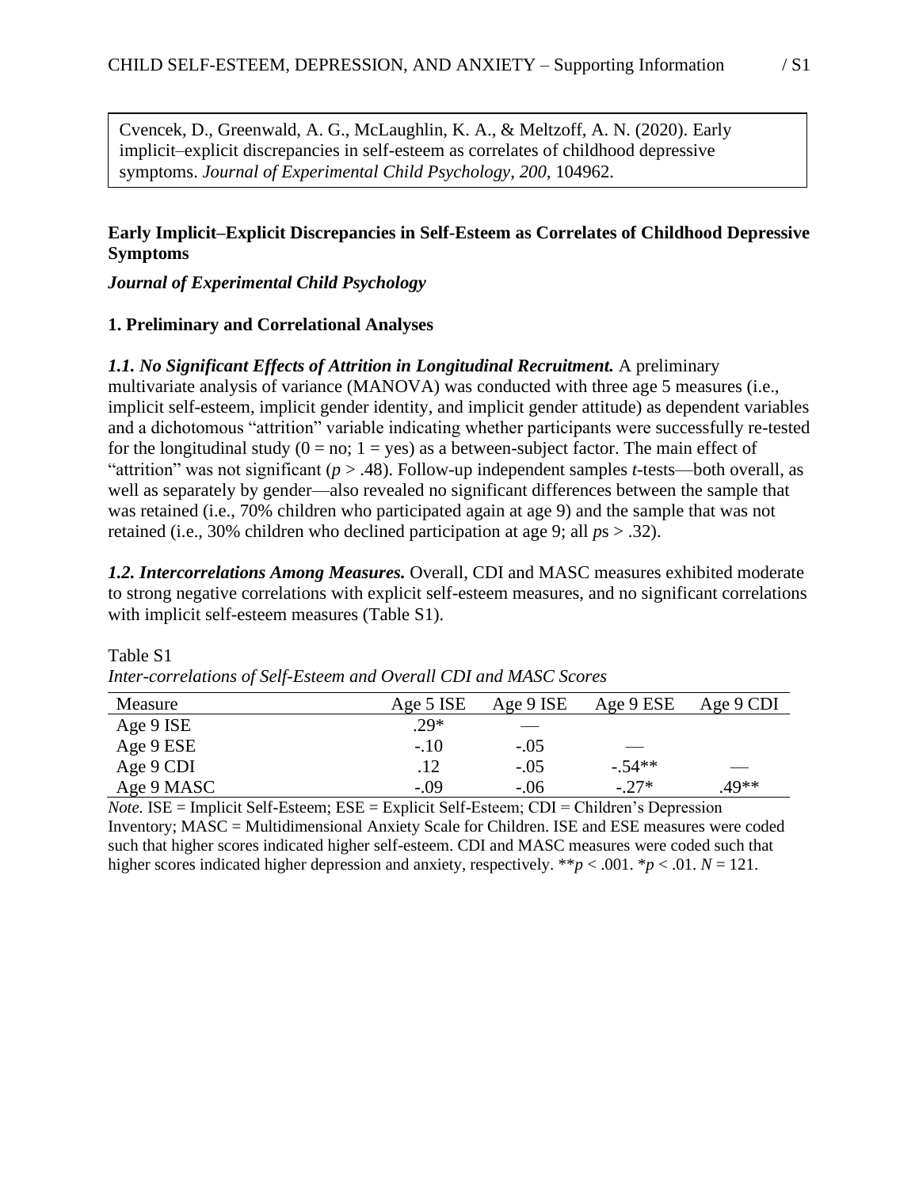Cvencek, D., Greenwald, A. G., McLaughlin, K. A., & Meltzoff, A. N. (2020). Early implicit–explicit discrepancies in self-esteem as correlates of childhood depressive symptoms. *Journal of Experimental Child Psychology*, *200*, 104962.

**Early Implicit–Explicit Discrepancies in Self-Esteem as Correlates of Childhood Depressive Symptoms**

***Journal of Experimental Child Psychology***

## 1. Preliminary and Correlational Analyses

***1.1. No Significant Effects of Attrition in Longitudinal Recruitment.*** A preliminary multivariate analysis of variance (MANOVA) was conducted with three age 5 measures (i.e., implicit self-esteem, implicit gender identity, and implicit gender attitude) as dependent variables and a dichotomous "attrition" variable indicating whether participants were successfully re-tested for the longitudinal study (0 = no; 1 = yes) as a between-subject factor. The main effect of "attrition" was not significant ($p > .48$). Follow-up independent samples *t*-tests—both overall, as well as separately by gender—also revealed no significant differences between the sample that was retained (i.e., 70% children who participated again at age 9) and the sample that was not retained (i.e., 30% children who declined participation at age 9; all *p*s > .32).

***1.2. Intercorrelations Among Measures.*** Overall, CDI and MASC measures exhibited moderate to strong negative correlations with explicit self-esteem measures, and no significant correlations with implicit self-esteem measures (Table S1).

Table S1

*Inter-correlations of Self-Esteem and Overall CDI and MASC Scores*

| Measure | Age 5 ISE | Age 9 ISE | Age 9 ESE | Age 9 CDI |
|---|---|---|---|---|
| Age 9 ISE | .29* | — | | |
| Age 9 ESE | -.10 | -.05 | — | |
| Age 9 CDI | .12 | -.05 | -.54** | — |
| Age 9 MASC | -.09 | -.06 | -.27* | .49** |

*Note.* ISE = Implicit Self-Esteem; ESE = Explicit Self-Esteem; CDI = Children's Depression Inventory; MASC = Multidimensional Anxiety Scale for Children. ISE and ESE measures were coded such that higher scores indicated higher self-esteem. CDI and MASC measures were coded such that higher scores indicated higher depression and anxiety, respectively. **$p < .001$. *$p < .01$. $N = 121$.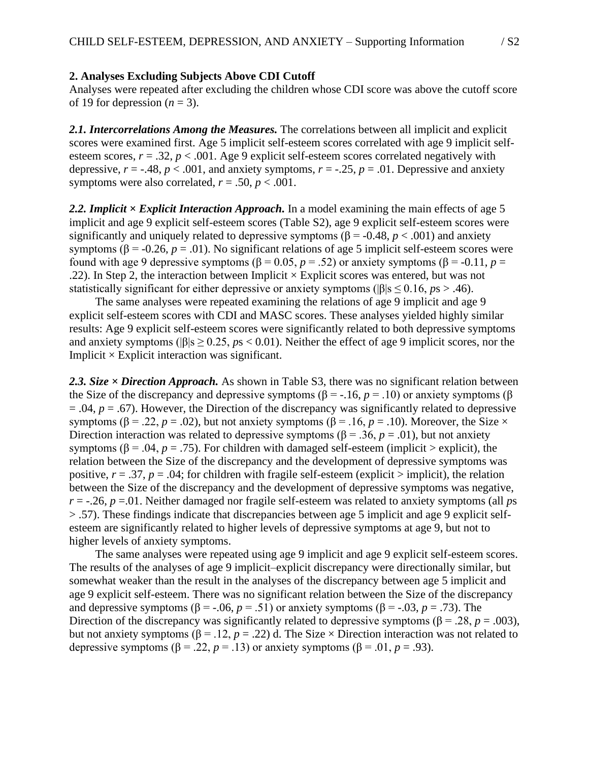## 2. Analyses Excluding Subjects Above CDI Cutoff

Analyses were repeated after excluding the children whose CDI score was above the cutoff score of 19 for depression ($n = 3$).

***2.1. Intercorrelations Among the Measures.*** The correlations between all implicit and explicit scores were examined first. Age 5 implicit self-esteem scores correlated with age 9 implicit self-esteem scores, $r = .32$, $p < .001$. Age 9 explicit self-esteem scores correlated negatively with depressive, $r = -.48$, $p < .001$, and anxiety symptoms, $r = -.25$, $p = .01$. Depressive and anxiety symptoms were also correlated, $r = .50$, $p < .001$.

***2.2. Implicit × Explicit Interaction Approach.*** In a model examining the main effects of age 5 implicit and age 9 explicit self-esteem scores (Table S2), age 9 explicit self-esteem scores were significantly and uniquely related to depressive symptoms ($\beta = -0.48$, $p < .001$) and anxiety symptoms ($\beta = -0.26$, $p = .01$). No significant relations of age 5 implicit self-esteem scores were found with age 9 depressive symptoms ($\beta = 0.05$, $p = .52$) or anxiety symptoms ($\beta = -0.11$, $p = .22$). In Step 2, the interaction between Implicit × Explicit scores was entered, but was not statistically significant for either depressive or anxiety symptoms ($|\beta|$s $\leq 0.16$, $p$s $> .46$).

The same analyses were repeated examining the relations of age 9 implicit and age 9 explicit self-esteem scores with CDI and MASC scores. These analyses yielded highly similar results: Age 9 explicit self-esteem scores were significantly related to both depressive symptoms and anxiety symptoms ($|\beta|$s $\geq 0.25$, $p$s $< 0.01$). Neither the effect of age 9 implicit scores, nor the Implicit × Explicit interaction was significant.

***2.3. Size × Direction Approach.*** As shown in Table S3, there was no significant relation between the Size of the discrepancy and depressive symptoms ($\beta = -.16$, $p = .10$) or anxiety symptoms ($\beta = .04$, $p = .67$). However, the Direction of the discrepancy was significantly related to depressive symptoms ($\beta = .22$, $p = .02$), but not anxiety symptoms ($\beta = .16$, $p = .10$). Moreover, the Size × Direction interaction was related to depressive symptoms ($\beta = .36$, $p = .01$), but not anxiety symptoms ($\beta = .04$, $p = .75$). For children with damaged self-esteem (implicit > explicit), the relation between the Size of the discrepancy and the development of depressive symptoms was positive, $r = .37$, $p = .04$; for children with fragile self-esteem (explicit > implicit), the relation between the Size of the discrepancy and the development of depressive symptoms was negative, $r = -.26$, $p = .01$. Neither damaged nor fragile self-esteem was related to anxiety symptoms (all $p$s $> .57$). These findings indicate that discrepancies between age 5 implicit and age 9 explicit self-esteem are significantly related to higher levels of depressive symptoms at age 9, but not to higher levels of anxiety symptoms.

The same analyses were repeated using age 9 implicit and age 9 explicit self-esteem scores. The results of the analyses of age 9 implicit–explicit discrepancy were directionally similar, but somewhat weaker than the result in the analyses of the discrepancy between age 5 implicit and age 9 explicit self-esteem. There was no significant relation between the Size of the discrepancy and depressive symptoms ($\beta = -.06$, $p = .51$) or anxiety symptoms ($\beta = -.03$, $p = .73$). The Direction of the discrepancy was significantly related to depressive symptoms ($\beta = .28$, $p = .003$), but not anxiety symptoms ($\beta = .12$, $p = .22$) d. The Size × Direction interaction was not related to depressive symptoms ($\beta = .22$, $p = .13$) or anxiety symptoms ($\beta = .01$, $p = .93$).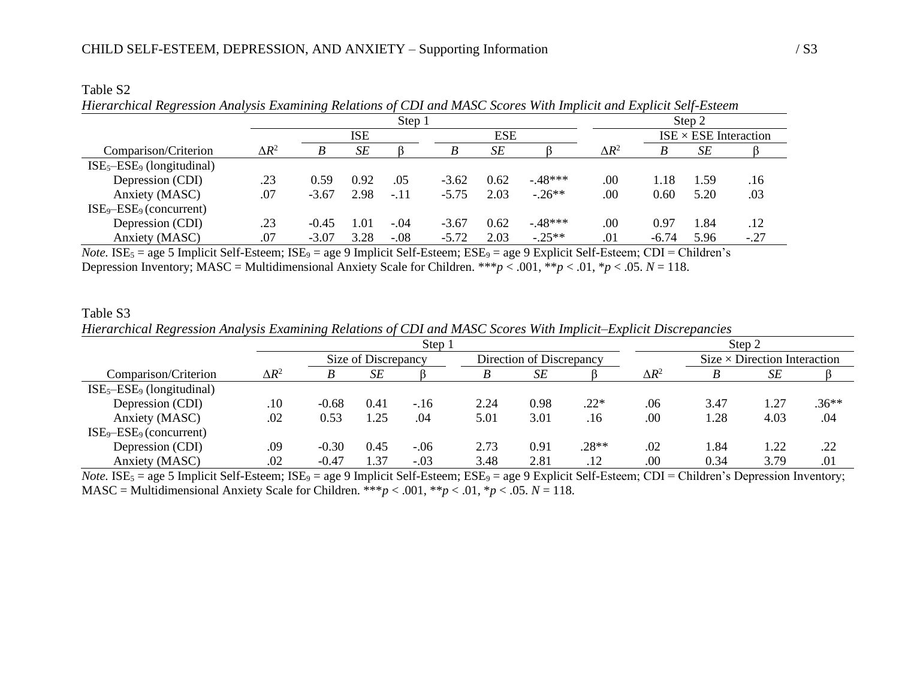Table S2

*Hierarchical Regression Analysis Examining Relations of CDI and MASC Scores With Implicit and Explicit Self-Esteem*

| | Step 1 | | | | | | | Step 2 | | | |
|---|---|---|---|---|---|---|---|---|---|---|---|
| | | ISE | | | ESE | | | | ISE × ESE Interaction | | |
| Comparison/Criterion | $\Delta R^2$ | *B* | *SE* | β | *B* | *SE* | β | $\Delta R^2$ | *B* | *SE* | β |
| $ISE_5$–$ESE_9$ (longitudinal) | | | | | | | | | | | |
| Depression (CDI) | .23 | 0.59 | 0.92 | .05 | -3.62 | 0.62 | -.48*** | .00 | 1.18 | 1.59 | .16 |
| Anxiety (MASC) | .07 | -3.67 | 2.98 | -.11 | -5.75 | 2.03 | -.26** | .00 | 0.60 | 5.20 | .03 |
| $ISE_9$–$ESE_9$ (concurrent) | | | | | | | | | | | |
| Depression (CDI) | .23 | -0.45 | 1.01 | -.04 | -3.67 | 0.62 | -.48*** | .00 | 0.97 | 1.84 | .12 |
| Anxiety (MASC) | .07 | -3.07 | 3.28 | -.08 | -5.72 | 2.03 | -.25** | .01 | -6.74 | 5.96 | -.27 |

*Note.* $ISE_5$ = age 5 Implicit Self-Esteem; $ISE_9$ = age 9 Implicit Self-Esteem; $ESE_9$ = age 9 Explicit Self-Esteem; CDI = Children's Depression Inventory; MASC = Multidimensional Anxiety Scale for Children. ***$p < .001$, **$p < .01$, *$p < .05$. $N = 118$.

Table S3

*Hierarchical Regression Analysis Examining Relations of CDI and MASC Scores With Implicit–Explicit Discrepancies*

| | Step 1 | | | | | | | Step 2 | | | |
|---|---|---|---|---|---|---|---|---|---|---|---|
| | | Size of Discrepancy | | | Direction of Discrepancy | | | | Size × Direction Interaction | | |
| Comparison/Criterion | $\Delta R^2$ | *B* | *SE* | β | *B* | *SE* | β | $\Delta R^2$ | *B* | *SE* | β |
| $ISE_5$–$ESE_9$ (longitudinal) | | | | | | | | | | | |
| Depression (CDI) | .10 | -0.68 | 0.41 | -.16 | 2.24 | 0.98 | .22* | .06 | 3.47 | 1.27 | .36** |
| Anxiety (MASC) | .02 | 0.53 | 1.25 | .04 | 5.01 | 3.01 | .16 | .00 | 1.28 | 4.03 | .04 |
| $ISE_9$–$ESE_9$ (concurrent) | | | | | | | | | | | |
| Depression (CDI) | .09 | -0.30 | 0.45 | -.06 | 2.73 | 0.91 | .28** | .02 | 1.84 | 1.22 | .22 |
| Anxiety (MASC) | .02 | -0.47 | 1.37 | -.03 | 3.48 | 2.81 | .12 | .00 | 0.34 | 3.79 | .01 |

*Note.* $ISE_5$ = age 5 Implicit Self-Esteem; $ISE_9$ = age 9 Implicit Self-Esteem; $ESE_9$ = age 9 Explicit Self-Esteem; CDI = Children's Depression Inventory; MASC = Multidimensional Anxiety Scale for Children. ***$p < .001$, **$p < .01$, *$p < .05$. $N = 118$.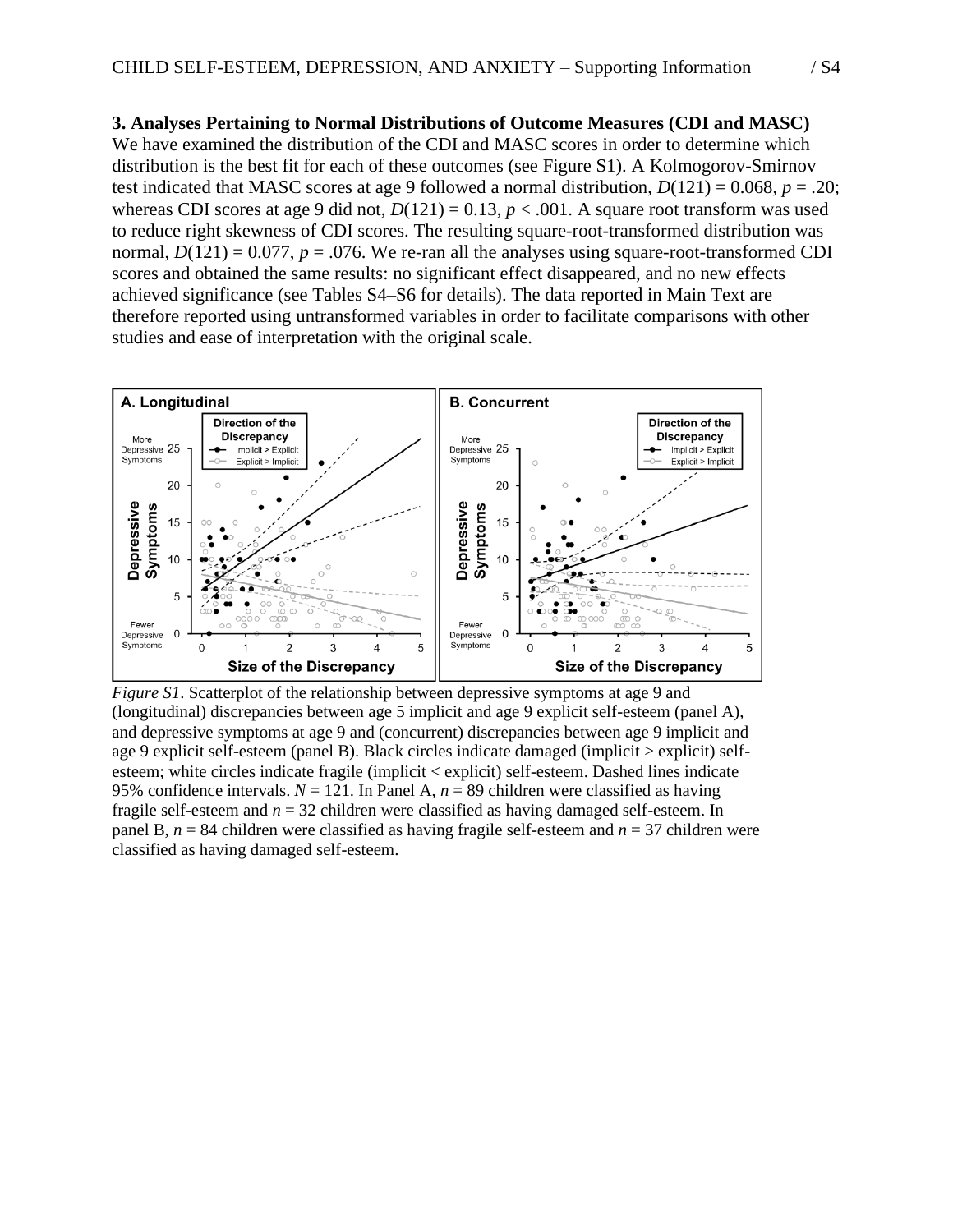### 3. Analyses Pertaining to Normal Distributions of Outcome Measures (CDI and MASC)

We have examined the distribution of the CDI and MASC scores in order to determine which distribution is the best fit for each of these outcomes (see Figure S1). A Kolmogorov-Smirnov test indicated that MASC scores at age 9 followed a normal distribution, $D(121) = 0.068$, $p = .20$; whereas CDI scores at age 9 did not, $D(121) = 0.13$, $p < .001$. A square root transform was used to reduce right skewness of CDI scores. The resulting square-root-transformed distribution was normal, $D(121) = 0.077$, $p = .076$. We re-ran all the analyses using square-root-transformed CDI scores and obtained the same results: no significant effect disappeared, and no new effects achieved significance (see Tables S4–S6 for details). The data reported in Main Text are therefore reported using untransformed variables in order to facilitate comparisons with other studies and ease of interpretation with the original scale.

*Figure S1*. Scatterplot of the relationship between depressive symptoms at age 9 and (longitudinal) discrepancies between age 5 implicit and age 9 explicit self-esteem (panel A), and depressive symptoms at age 9 and (concurrent) discrepancies between age 9 implicit and age 9 explicit self-esteem (panel B). Black circles indicate damaged (implicit > explicit) self-esteem; white circles indicate fragile (implicit < explicit) self-esteem. Dashed lines indicate 95% confidence intervals. $N = 121$. In Panel A, $n = 89$ children were classified as having fragile self-esteem and $n = 32$ children were classified as having damaged self-esteem. In panel B, $n = 84$ children were classified as having fragile self-esteem and $n = 37$ children were classified as having damaged self-esteem.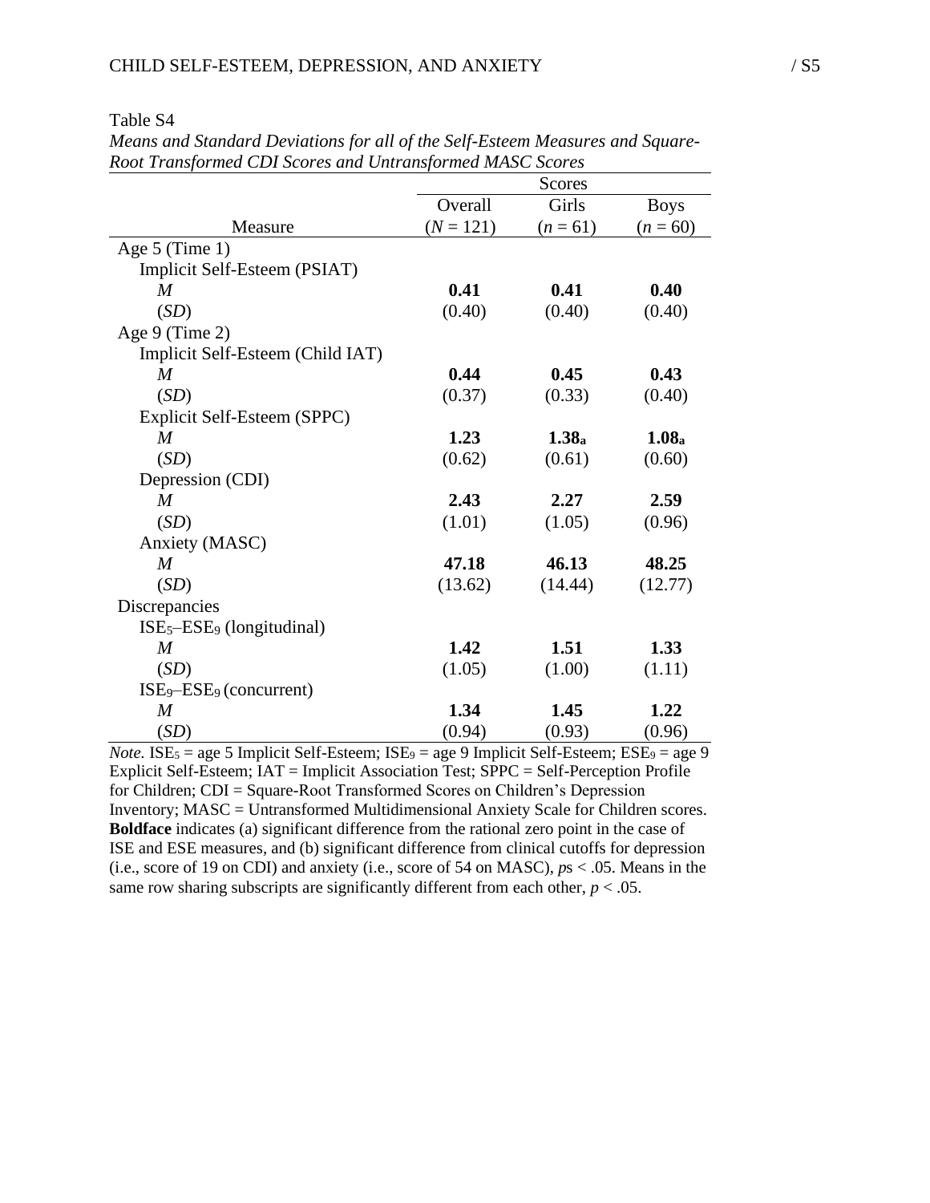Table S4

*Means and Standard Deviations for all of the Self-Esteem Measures and Square-Root Transformed CDI Scores and Untransformed MASC Scores*

| | Scores | | |
|---|---|---|---|
| | Overall | Girls | Boys |
| Measure | ($N$ = 121) | ($n$ = 61) | ($n$ = 60) |
| Age 5 (Time 1) | | | |
| Implicit Self-Esteem (PSIAT) | | | |
| *M* | **0.41** | **0.41** | **0.40** |
| (*SD*) | (0.40) | (0.40) | (0.40) |
| Age 9 (Time 2) | | | |
| Implicit Self-Esteem (Child IAT) | | | |
| *M* | **0.44** | **0.45** | **0.43** |
| (*SD*) | (0.37) | (0.33) | (0.40) |
| Explicit Self-Esteem (SPPC) | | | |
| *M* | **1.23** | **$1.38_a$** | **$1.08_a$** |
| (*SD*) | (0.62) | (0.61) | (0.60) |
| Depression (CDI) | | | |
| *M* | **2.43** | **2.27** | **2.59** |
| (*SD*) | (1.01) | (1.05) | (0.96) |
| Anxiety (MASC) | | | |
| *M* | **47.18** | **46.13** | **48.25** |
| (*SD*) | (13.62) | (14.44) | (12.77) |
| Discrepancies | | | |
| $ISE_5$–$ESE_9$ (longitudinal) | | | |
| *M* | **1.42** | **1.51** | **1.33** |
| (*SD*) | (1.05) | (1.00) | (1.11) |
| $ISE_9$–$ESE_9$ (concurrent) | | | |
| *M* | **1.34** | **1.45** | **1.22** |
| (*SD*) | (0.94) | (0.93) | (0.96) |

*Note.* $ISE_5$ = age 5 Implicit Self-Esteem; $ISE_9$ = age 9 Implicit Self-Esteem; $ESE_9$ = age 9 Explicit Self-Esteem; IAT = Implicit Association Test; SPPC = Self-Perception Profile for Children; CDI = Square-Root Transformed Scores on Children's Depression Inventory; MASC = Untransformed Multidimensional Anxiety Scale for Children scores. **Boldface** indicates (a) significant difference from the rational zero point in the case of ISE and ESE measures, and (b) significant difference from clinical cutoffs for depression (i.e., score of 19 on CDI) and anxiety (i.e., score of 54 on MASC), $ps < .05$. Means in the same row sharing subscripts are significantly different from each other, $p < .05$.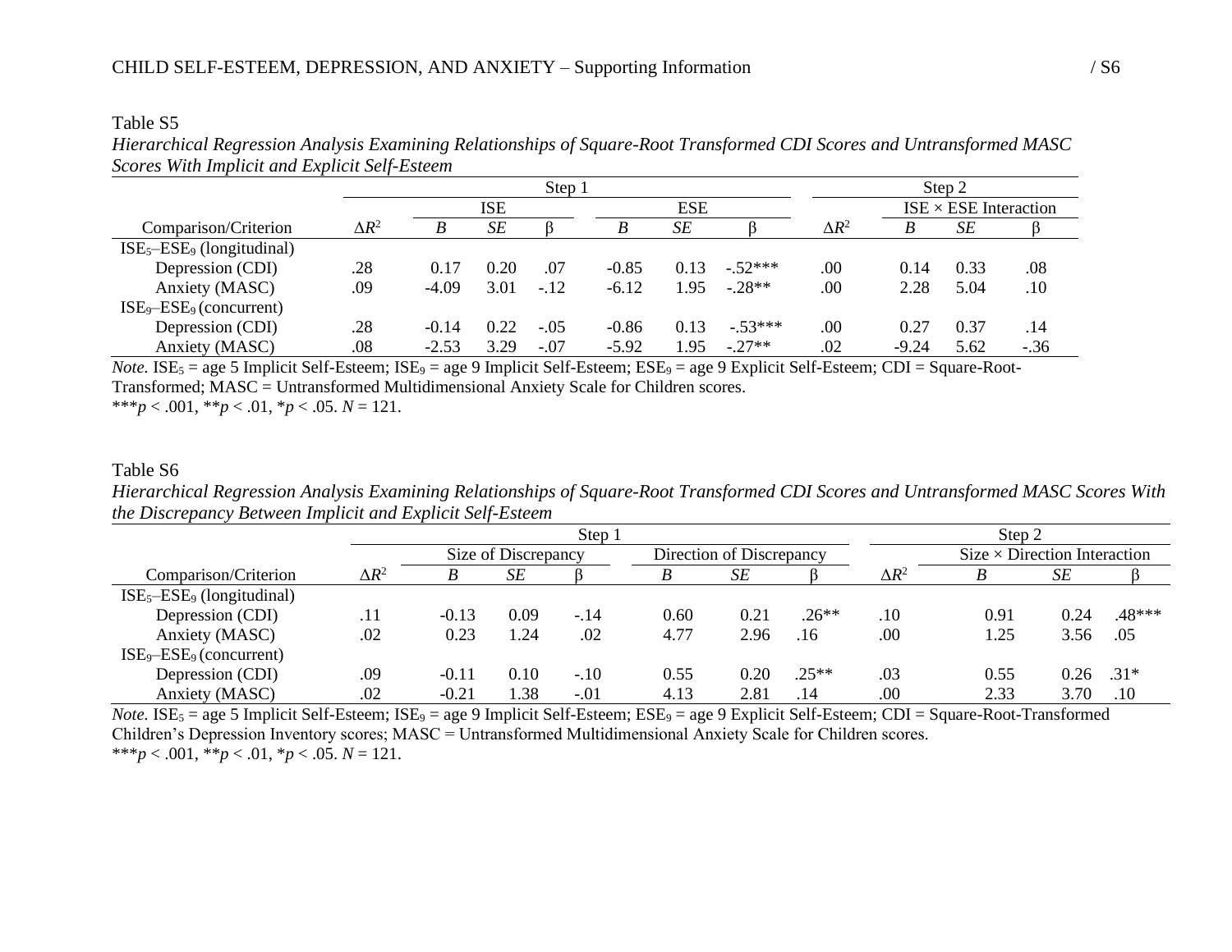Table S5

*Hierarchical Regression Analysis Examining Relationships of Square-Root Transformed CDI Scores and Untransformed MASC Scores With Implicit and Explicit Self-Esteem*

| | Step 1 | | | | | | | Step 2 | | | |
|---|---|---|---|---|---|---|---|---|---|---|---|
| | | ISE | | | ESE | | | | ISE × ESE Interaction | | |
| Comparison/Criterion | $\Delta R^2$ | *B* | *SE* | β | *B* | *SE* | β | $\Delta R^2$ | *B* | *SE* | β |
| $ISE_5$–$ESE_9$ (longitudinal) | | | | | | | | | | | |
| Depression (CDI) | .28 | 0.17 | 0.20 | .07 | -0.85 | 0.13 | -.52*** | .00 | 0.14 | 0.33 | .08 |
| Anxiety (MASC) | .09 | -4.09 | 3.01 | -.12 | -6.12 | 1.95 | -.28** | .00 | 2.28 | 5.04 | .10 |
| $ISE_9$–$ESE_9$ (concurrent) | | | | | | | | | | | |
| Depression (CDI) | .28 | -0.14 | 0.22 | -.05 | -0.86 | 0.13 | -.53*** | .00 | 0.27 | 0.37 | .14 |
| Anxiety (MASC) | .08 | -2.53 | 3.29 | -.07 | -5.92 | 1.95 | -.27** | .02 | -9.24 | 5.62 | -.36 |

*Note.* $ISE_5$ = age 5 Implicit Self-Esteem; $ISE_9$ = age 9 Implicit Self-Esteem; $ESE_9$ = age 9 Explicit Self-Esteem; CDI = Square-Root-Transformed; MASC = Untransformed Multidimensional Anxiety Scale for Children scores.

***$p < .001$, **$p < .01$, *$p < .05$. $N = 121$.

Table S6

*Hierarchical Regression Analysis Examining Relationships of Square-Root Transformed CDI Scores and Untransformed MASC Scores With the Discrepancy Between Implicit and Explicit Self-Esteem*

| | Step 1 | | | | | | | Step 2 | | | |
|---|---|---|---|---|---|---|---|---|---|---|---|
| | | Size of Discrepancy | | | Direction of Discrepancy | | | | Size × Direction Interaction | | |
| Comparison/Criterion | $\Delta R^2$ | *B* | *SE* | β | *B* | *SE* | β | $\Delta R^2$ | *B* | *SE* | β |
| $ISE_5$–$ESE_9$ (longitudinal) | | | | | | | | | | | |
| Depression (CDI) | .11 | -0.13 | 0.09 | -.14 | 0.60 | 0.21 | .26** | .10 | 0.91 | 0.24 | .48*** |
| Anxiety (MASC) | .02 | 0.23 | 1.24 | .02 | 4.77 | 2.96 | .16 | .00 | 1.25 | 3.56 | .05 |
| $ISE_9$–$ESE_9$ (concurrent) | | | | | | | | | | | |
| Depression (CDI) | .09 | -0.11 | 0.10 | -.10 | 0.55 | 0.20 | .25** | .03 | 0.55 | 0.26 | .31* |
| Anxiety (MASC) | .02 | -0.21 | 1.38 | -.01 | 4.13 | 2.81 | .14 | .00 | 2.33 | 3.70 | .10 |

*Note.* $ISE_5$ = age 5 Implicit Self-Esteem; $ISE_9$ = age 9 Implicit Self-Esteem; $ESE_9$ = age 9 Explicit Self-Esteem; CDI = Square-Root-Transformed Children's Depression Inventory scores; MASC = Untransformed Multidimensional Anxiety Scale for Children scores.

***$p < .001$, **$p < .01$, *$p < .05$. $N = 121$.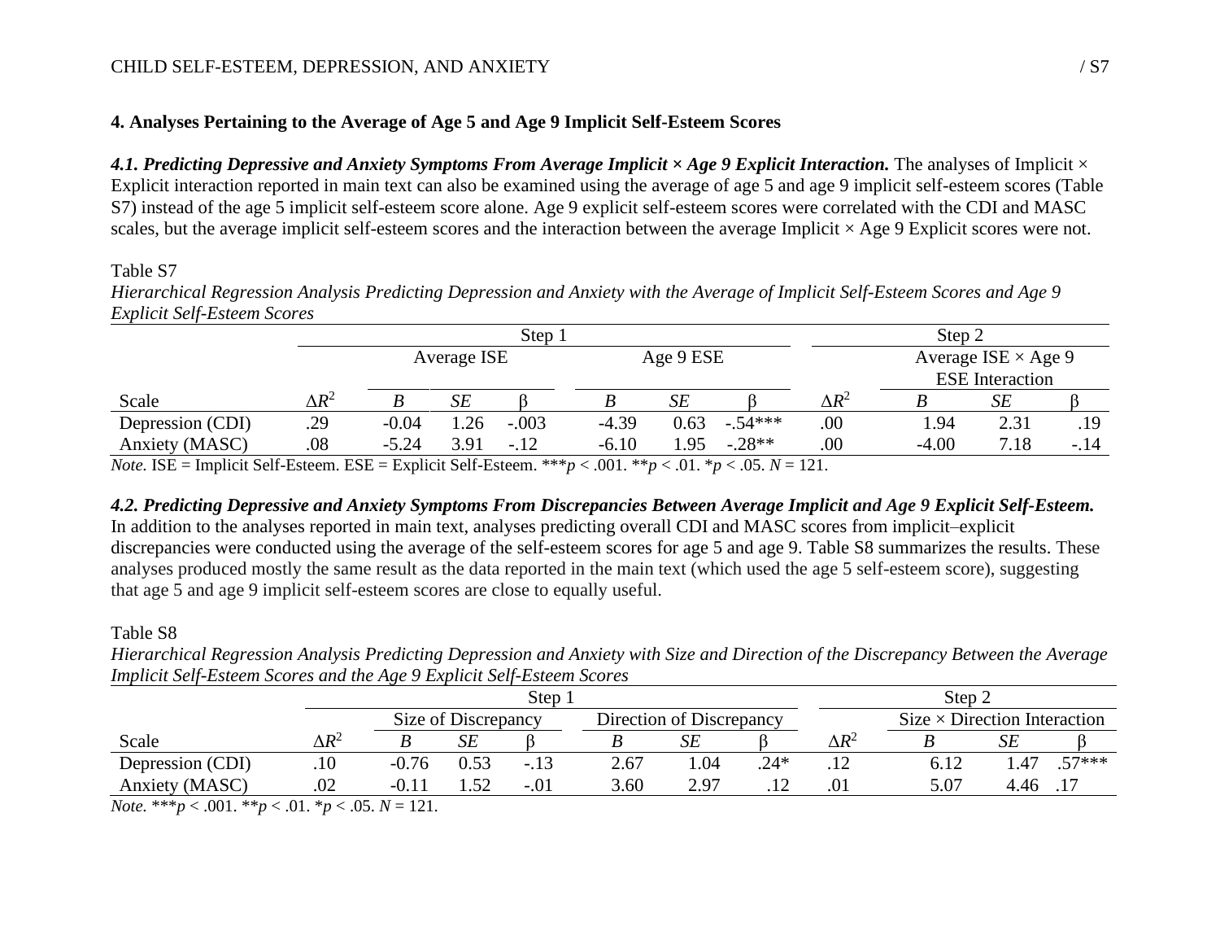## 4. Analyses Pertaining to the Average of Age 5 and Age 9 Implicit Self-Esteem Scores

***4.1. Predicting Depressive and Anxiety Symptoms From Average Implicit × Age 9 Explicit Interaction.*** The analyses of Implicit × Explicit interaction reported in main text can also be examined using the average of age 5 and age 9 implicit self-esteem scores (Table S7) instead of the age 5 implicit self-esteem score alone. Age 9 explicit self-esteem scores were correlated with the CDI and MASC scales, but the average implicit self-esteem scores and the interaction between the average Implicit × Age 9 Explicit scores were not.

Table S7

*Hierarchical Regression Analysis Predicting Depression and Anxiety with the Average of Implicit Self-Esteem Scores and Age 9 Explicit Self-Esteem Scores*

| | Step 1 | | | | | | | Step 2 | | | |
|---|---|---|---|---|---|---|---|---|---|---|---|
| | | Average ISE | | | Age 9 ESE | | | | Average ISE × Age 9 ESE Interaction | | |
| Scale | $\Delta R^2$ | *B* | *SE* | β | *B* | *SE* | β | $\Delta R^2$ | *B* | *SE* | β |
| Depression (CDI) | .29 | -0.04 | 1.26 | -.003 | -4.39 | 0.63 | -.54*** | .00 | 1.94 | 2.31 | .19 |
| Anxiety (MASC) | .08 | -5.24 | 3.91 | -.12 | -6.10 | 1.95 | -.28** | .00 | -4.00 | 7.18 | -.14 |

*Note.* ISE = Implicit Self-Esteem. ESE = Explicit Self-Esteem. ***$p < .001$. **$p < .01$. *$p < .05$. $N = 121$.

***4.2. Predicting Depressive and Anxiety Symptoms From Discrepancies Between Average Implicit and Age 9 Explicit Self-Esteem.*** In addition to the analyses reported in main text, analyses predicting overall CDI and MASC scores from implicit–explicit discrepancies were conducted using the average of the self-esteem scores for age 5 and age 9. Table S8 summarizes the results. These analyses produced mostly the same result as the data reported in the main text (which used the age 5 self-esteem score), suggesting that age 5 and age 9 implicit self-esteem scores are close to equally useful.

Table S8

*Hierarchical Regression Analysis Predicting Depression and Anxiety with Size and Direction of the Discrepancy Between the Average Implicit Self-Esteem Scores and the Age 9 Explicit Self-Esteem Scores*

| | Step 1 | | | | | | | Step 2 | | | |
|---|---|---|---|---|---|---|---|---|---|---|---|
| | | Size of Discrepancy | | | Direction of Discrepancy | | | | Size × Direction Interaction | | |
| Scale | $\Delta R^2$ | *B* | *SE* | β | *B* | *SE* | β | $\Delta R^2$ | *B* | *SE* | β |
| Depression (CDI) | .10 | -0.76 | 0.53 | -.13 | 2.67 | 1.04 | .24* | .12 | 6.12 | 1.47 | .57*** |
| Anxiety (MASC) | .02 | -0.11 | 1.52 | -.01 | 3.60 | 2.97 | .12 | .01 | 5.07 | 4.46 | .17 |

*Note.* ***$p < .001$. **$p < .01$. *$p < .05$. $N = 121$.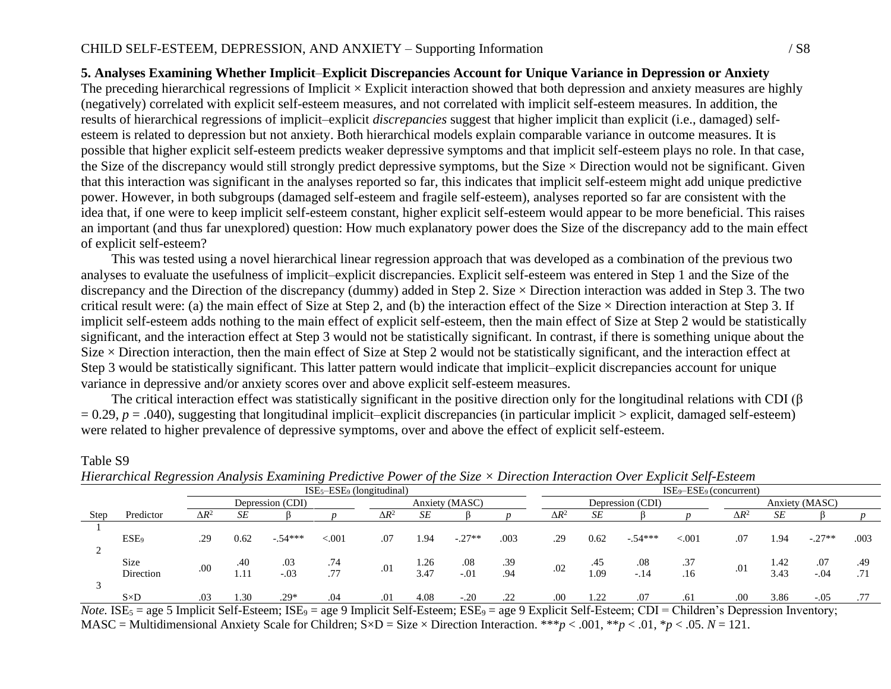**5. Analyses Examining Whether Implicit–Explicit Discrepancies Account for Unique Variance in Depression or Anxiety**

The preceding hierarchical regressions of Implicit × Explicit interaction showed that both depression and anxiety measures are highly (negatively) correlated with explicit self-esteem measures, and not correlated with implicit self-esteem measures. In addition, the results of hierarchical regressions of implicit–explicit *discrepancies* suggest that higher implicit than explicit (i.e., damaged) self-esteem is related to depression but not anxiety. Both hierarchical models explain comparable variance in outcome measures. It is possible that higher explicit self-esteem predicts weaker depressive symptoms and that implicit self-esteem plays no role. In that case, the Size of the discrepancy would still strongly predict depressive symptoms, but the Size × Direction would not be significant. Given that this interaction was significant in the analyses reported so far, this indicates that implicit self-esteem might add unique predictive power. However, in both subgroups (damaged self-esteem and fragile self-esteem), analyses reported so far are consistent with the idea that, if one were to keep implicit self-esteem constant, higher explicit self-esteem would appear to be more beneficial. This raises an important (and thus far unexplored) question: How much explanatory power does the Size of the discrepancy add to the main effect of explicit self-esteem?

This was tested using a novel hierarchical linear regression approach that was developed as a combination of the previous two analyses to evaluate the usefulness of implicit–explicit discrepancies. Explicit self-esteem was entered in Step 1 and the Size of the discrepancy and the Direction of the discrepancy (dummy) added in Step 2. Size × Direction interaction was added in Step 3. The two critical result were: (a) the main effect of Size at Step 2, and (b) the interaction effect of the Size × Direction interaction at Step 3. If implicit self-esteem adds nothing to the main effect of explicit self-esteem, then the main effect of Size at Step 2 would be statistically significant, and the interaction effect at Step 3 would not be statistically significant. In contrast, if there is something unique about the Size × Direction interaction, then the main effect of Size at Step 2 would not be statistically significant, and the interaction effect at Step 3 would be statistically significant. This latter pattern would indicate that implicit–explicit discrepancies account for unique variance in depressive and/or anxiety scores over and above explicit self-esteem measures.

The critical interaction effect was statistically significant in the positive direction only for the longitudinal relations with CDI (β = 0.29, $p$ = .040), suggesting that longitudinal implicit–explicit discrepancies (in particular implicit > explicit, damaged self-esteem) were related to higher prevalence of depressive symptoms, over and above the effect of explicit self-esteem.

Table S9

*Hierarchical Regression Analysis Examining Predictive Power of the Size × Direction Interaction Over Explicit Self-Esteem*

| | | $ISE_5$–$ESE_9$ (longitudinal) | | | | | | | | $ISE_9$–$ESE_9$ (concurrent) | | | | | | | |
|---|---|---|---|---|---|---|---|---|---|---|---|---|---|---|---|---|---|
| | | Depression (CDI) | | | | Anxiety (MASC) | | | | Depression (CDI) | | | | Anxiety (MASC) | | | |
| Step | Predictor | $\Delta R^2$ | *SE* | β | *p* | $\Delta R^2$ | *SE* | β | *p* | $\Delta R^2$ | *SE* | β | *p* | $\Delta R^2$ | *SE* | β | *p* |
| 1 | | | | | | | | | | | | | | | | | |
| | $ESE_9$ | .29 | 0.62 | -.54*** | <.001 | .07 | 1.94 | -.27** | .003 | .29 | 0.62 | -.54*** | <.001 | .07 | 1.94 | -.27** | .003 |
| 2 | | | | | | | | | | | | | | | | | |
| | Size | .00 | .40 | .03 | .74 | .01 | 1.26 | .08 | .39 | .02 | .45 | .08 | .37 | .01 | 1.42 | .07 | .49 |
| | Direction | | 1.11 | -.03 | .77 | | 3.47 | -.01 | .94 | | 1.09 | -.14 | .16 | | 3.43 | -.04 | .71 |
| 3 | | | | | | | | | | | | | | | | | |
| | S×D | .03 | 1.30 | .29* | .04 | .01 | 4.08 | -.20 | .22 | .00 | 1.22 | .07 | .61 | .00 | 3.86 | -.05 | .77 |

*Note.* $ISE_5$ = age 5 Implicit Self-Esteem; $ISE_9$ = age 9 Implicit Self-Esteem; $ESE_9$ = age 9 Explicit Self-Esteem; CDI = Children's Depression Inventory; MASC = Multidimensional Anxiety Scale for Children; S×D = Size × Direction Interaction. ***$p$ < .001, **$p$ < .01, *$p$ < .05. $N$ = 121.